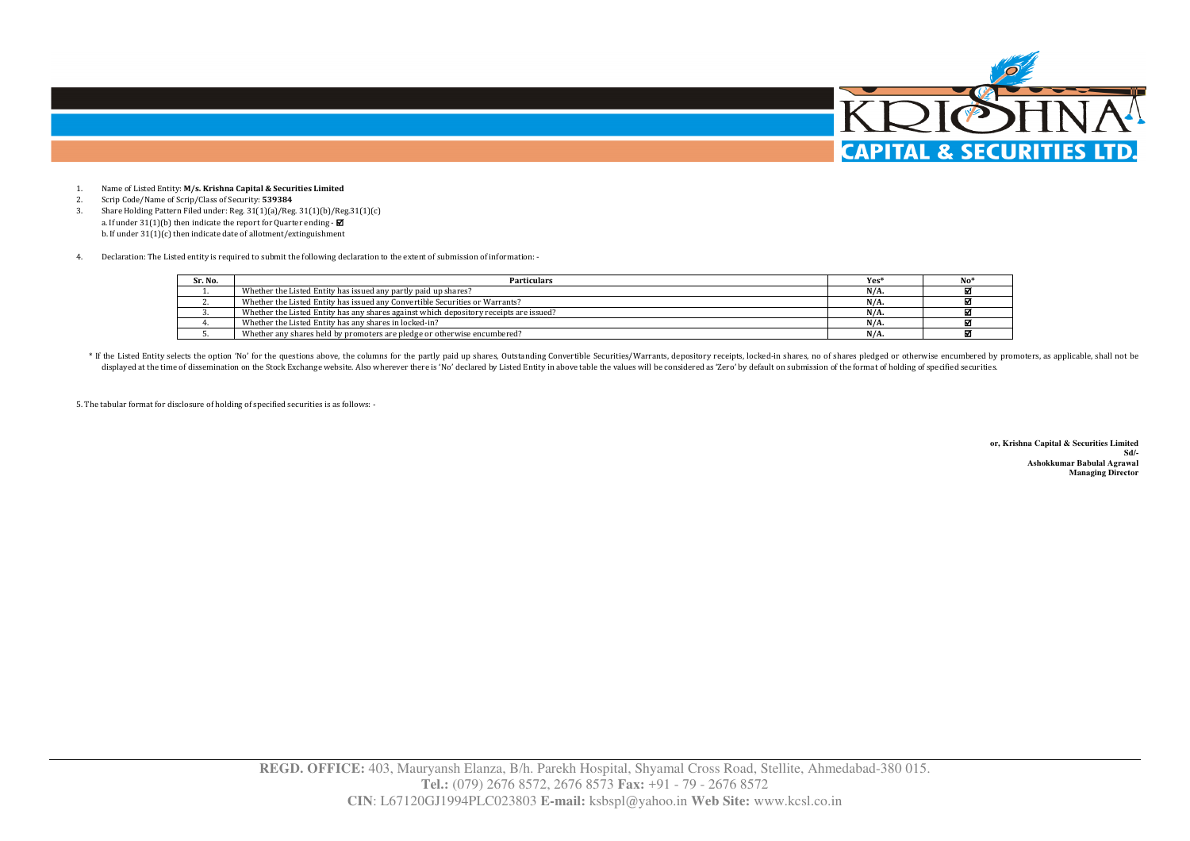1. Name of Listed Entity: **M/s. Krishna Capital & Securities Limited**
2. Scrip Code/Name of Scrip/Class of Security: **539384**
3. Share Holding Pattern Filed under: Reg. 31(1)(a)/Reg. 31(1)(b)/Reg.31(1)(c)
   a. If under 31(1)(b) then indicate the report for Quarter ending - ☑
   b. If under 31(1)(c) then indicate date of allotment/extinguishment
4. Declaration: The Listed entity is required to submit the following declaration to the extent of submission of information: -

| Sr. No. | Particulars | Yes* | No* |
|---|---|---|---|
| 1. | Whether the Listed Entity has issued any partly paid up shares? | N/A. | ☑ |
| 2. | Whether the Listed Entity has issued any Convertible Securities or Warrants? | N/A. | ☑ |
| 3. | Whether the Listed Entity has any shares against which depository receipts are issued? | N/A. | ☑ |
| 4. | Whether the Listed Entity has any shares in locked-in? | N/A. | ☑ |
| 5. | Whether any shares held by promoters are pledge or otherwise encumbered? | N/A. | ☑ |

\* If the Listed Entity selects the option 'No' for the questions above, the columns for the partly paid up shares, Outstanding Convertible Securities/Warrants, depository receipts, locked-in shares, no of shares pledged or otherwise encumbered by promoters, as applicable, shall not be displayed at the time of dissemination on the Stock Exchange website. Also wherever there is 'No' declared by Listed Entity in above table the values will be considered as 'Zero' by default on submission of the format of holding of specified securities.

5. The tabular format for disclosure of holding of specified securities is as follows: -

**or, Krishna Capital & Securities Limited**
**Sd/-**
**Ashokkumar Babulal Agrawal**
**Managing Director**

**REGD. OFFICE:** 403, Mauryansh Elanza, B/h. Parekh Hospital, Shyamal Cross Road, Stellite, Ahmedabad-380 015.
**Tel.:** (079) 2676 8572, 2676 8573 **Fax:** +91 - 79 - 2676 8572
**CIN**: L67120GJ1994PLC023803 **E-mail:** ksbspl@yahoo.in **Web Site:** www.kcsl.co.in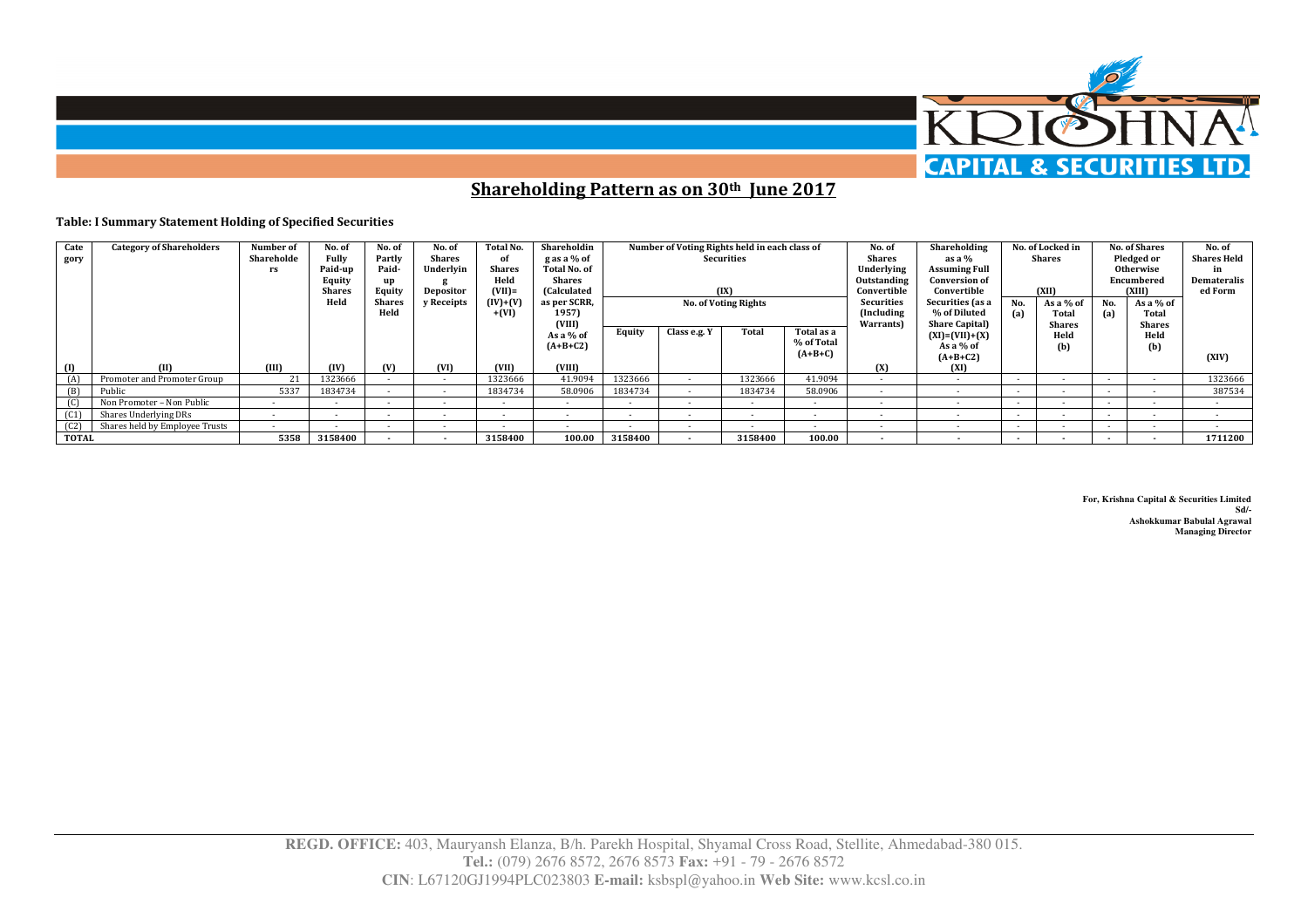## Shareholding Pattern as on 30th June 2017

**Table: I Summary Statement Holding of Specified Securities**

| Category (I) | Category of Shareholders (II) | Number of Shareholders (III) | No. of Fully Paid-up Equity Shares Held (IV) | No. of Partly Paid-up Equity Shares Held (V) | No. of Shares Underlying Depository Receipts (VI) | Total No. of Shares Held (VII)= (IV)+(V)+(VI) | Shareholding as a % of Total No. of Shares (Calculated as per SCRR, 1957) (VIII) As a % of (A+B+C2) | Number of Voting Rights held in each class of Securities (IX) No. of Voting Rights: Equity | Class e.g. Y | Total | Total as a % of Total (A+B+C) | No. of Shares Underlying Outstanding Convertible Securities (Including Warrants) (X) | Shareholding as a % Assuming Full Conversion of Convertible Securities (as a % of Diluted Share Capital) (XI)=(VII)+(X) As a % of (A+B+C2) | No. of Locked in Shares (XII) No. (a) | As a % of Total Shares Held (b) | No. of Shares Pledged or Otherwise Encumbered (XIII) No. (a) | As a % of Total Shares Held (b) | No. of Shares Held in Dematerialised Form (XIV) |
|---|---|---|---|---|---|---|---|---|---|---|---|---|---|---|---|---|---|---|
| (A) | Promoter and Promoter Group | 21 | 1323666 | - | - | 1323666 | 41.9094 | 1323666 | - | 1323666 | 41.9094 | - | - | - | - | - | - | 1323666 |
| (B) | Public | 5337 | 1834734 | - | - | 1834734 | 58.0906 | 1834734 | - | 1834734 | 58.0906 | - | - | - | - | - | - | 387534 |
| (C) | Non Promoter – Non Public | - | - | - | - | - | - | - | - | - | - | - | - | - | - | - | - | - |
| (C1) | Shares Underlying DRs | - | - | - | - | - | - | - | - | - | - | - | - | - | - | - | - | - |
| (C2) | Shares held by Employee Trusts | - | - | - | - | - | - | - | - | - | - | - | - | - | - | - | - | - |
| **TOTAL** | | **5358** | **3158400** | **-** | **-** | **3158400** | **100.00** | **3158400** | **-** | **3158400** | **100.00** | **-** | **-** | **-** | **-** | **-** | **-** | **1711200** |

**For, Krishna Capital & Securities Limited**
**Sd/-**
**Ashokkumar Babulal Agrawal**
**Managing Director**

**REGD. OFFICE:** 403, Mauryansh Elanza, B/h. Parekh Hospital, Shyamal Cross Road, Stellite, Ahmedabad-380 015.
**Tel.:** (079) 2676 8572, 2676 8573 **Fax:** +91 - 79 - 2676 8572
**CIN**: L67120GJ1994PLC023803 **E-mail:** ksbspl@yahoo.in **Web Site:** www.kcsl.co.in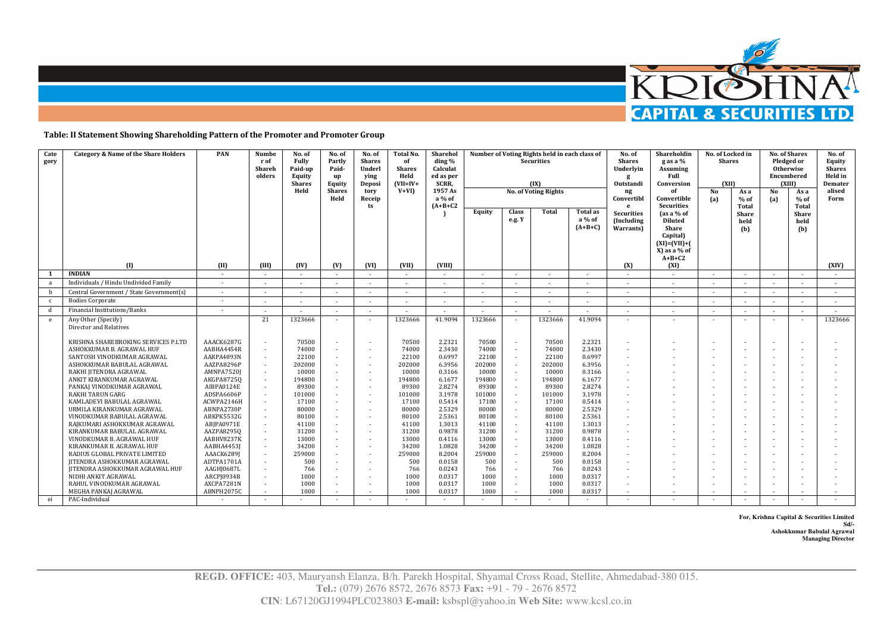## Table: II Statement Showing Shareholding Pattern of the Promoter and Promoter Group

| Category | Category & Name of the Share Holders | PAN | Number of Shareholders | No. of Fully Paid-up Equity Shares Held | No. of Partly Paid-up Equity Shares Held | No. of Shares Underlying Depository Receipts | Total No. of Shares Held (VII=IV+V+VI) | Shareholding % Calculated as per SCRR, 1957 As a % of (A+B+C2) | Number of Voting Rights held in each class of Securities (IX) | | | | No. of Shares Underlying Outstanding Convertible Securities (Including Warrants) | Shareholding as a % Assuming Full Conversion of Convertible Securities (as a % of Diluted Share Capital) (XI)=(VII)+(X) as a % of A+B+C2 | No. of Locked in Shares (XII) | | No. of Shares Pledged or Otherwise Encumbered (XIII) | | No. of Equity Shares Held in Dematerialised Form |
|---|---|---|---|---|---|---|---|---|---|---|---|---|---|---|---|---|---|---|---|
| | | | | | | | | | No. of Voting Rights | | | Total as a % of (A+B+C) | | | No (a) | As a % of Total Share held (b) | No (a) | As a % of Total Share held (b) | |
| | | | | | | | | | Equity | Class e.g. Y | Total | | | | | | | | |
| | (I) | (II) | (III) | (IV) | (V) | (VI) | (VII) | (VIII) | | | | | (X) | (XI) | | | | | (XIV) |
| 1 | INDIAN | - | - | - | - | - | - | - | - | - | - | - | - | - | - | - | - | - | - |
| a | Individuals / Hindu Undivided Family | - | - | - | - | - | - | - | - | - | - | - | - | - | - | - | - | - | - |
| b | Central Government / State Government(s) | - | - | - | - | - | - | - | - | - | - | - | - | - | - | - | - | - | - |
| c | Bodies Corporate | - | - | - | - | - | - | - | - | - | - | - | - | - | - | - | - | - | - |
| d | Financial Institutions/Banks | - | - | - | - | - | - | - | - | - | - | - | - | - | - | - | - | - | - |
| e | Any Other (Specify) Director and Relatives | | 21 | 1323666 | - | - | 1323666 | 41.9094 | 1323666 | - | 1323666 | 41.9094 | - | - | - | - | - | - | 1323666 |
| | KRISHNA SHAREBROKING SERVICES P.LTD | AAACK6287G | - | 70500 | - | - | 70500 | 2.2321 | 70500 | - | 70500 | 2.2321 | - | - | - | - | - | - | - |
| | ASHOKKUMAR B. AGRAWAL HUF | AABHA4454R | - | 74000 | - | - | 74000 | 2.3430 | 74000 | - | 74000 | 2.3430 | - | - | - | - | - | - | - |
| | SANTOSH VINODKUMAR AGRAWAL | AARPA4893N | - | 22100 | - | - | 22100 | 0.6997 | 22100 | - | 22100 | 0.6997 | - | - | - | - | - | - | - |
| | ASHOKKUMAR BABULAL AGRAWAL | AAZPA8296P | - | 202000 | - | - | 202000 | 6.3956 | 202000 | - | 202000 | 6.3956 | - | - | - | - | - | - | - |
| | RAKHI JITENDRA AGRAWAL | AMNPA7520J | - | 10000 | - | - | 10000 | 0.3166 | 10000 | - | 10000 | 0.3166 | - | - | - | - | - | - | - |
| | ANKIT KIRANKUMAR AGRAWAL | AKGPA8725Q | - | 194800 | - | - | 194800 | 6.1677 | 194800 | - | 194800 | 6.1677 | - | - | - | - | - | - | - |
| | PANKAJ VINODKUMAR AGRAWAL | AIBPA0124E | - | 89300 | - | - | 89300 | 2.8274 | 89300 | - | 89300 | 2.8274 | - | - | - | - | - | - | - |
| | RAKHI TARUN GARG | ADSPA6606P | - | 101000 | - | - | 101000 | 3.1978 | 101000 | - | 101000 | 3.1978 | - | - | - | - | - | - | - |
| | KAMLADEVI BABULAL AGRAWAL | ACWPA2146H | - | 17100 | - | - | 17100 | 0.5414 | 17100 | - | 17100 | 0.5414 | - | - | - | - | - | - | - |
| | URMILA KIRANKUMAR AGRAWAL | ABNPA2730P | - | 80000 | - | - | 80000 | 2.5329 | 80000 | - | 80000 | 2.5329 | - | - | - | - | - | - | - |
| | VINODKUMAR BABULAL AGRAWAL | ABKPK5532G | - | 80100 | - | - | 80100 | 2.5361 | 80100 | - | 80100 | 2.5361 | - | - | - | - | - | - | - |
| | RAJKUMARI ASHOKKUMAR AGRAWAL | ABJPA0971E | - | 41100 | - | - | 41100 | 1.3013 | 41100 | - | 41100 | 1.3013 | - | - | - | - | - | - | - |
| | KIRANKUMAR BABULAL AGRAWAL | AAZPA8295Q | - | 31200 | - | - | 31200 | 0.9878 | 31200 | - | 31200 | 0.9878 | - | - | - | - | - | - | - |
| | VINODKUMAR B. AGRAWAL HUF | AABHV8237K | - | 13000 | - | - | 13000 | 0.4116 | 13000 | - | 13000 | 0.4116 | - | - | - | - | - | - | - |
| | KIRANKUMAR B. AGRAWAL HUF | AABHA4453J | - | 34200 | - | - | 34200 | 1.0828 | 34200 | - | 34200 | 1.0828 | - | - | - | - | - | - | - |
| | RADIUS GLOBAL PRIVATE LIMITED | AAACK6289J | - | 259000 | - | - | 259000 | 8.2004 | 259000 | - | 259000 | 8.2004 | - | - | - | - | - | - | - |
| | JITENDRA ASHOKKUMAR AGRAWAL | ADTPA1701A | - | 500 | - | - | 500 | 0.0158 | 500 | - | 500 | 0.0158 | - | - | - | - | - | - | - |
| | JITENDRA ASHOKKUMAR AGRAWAL HUF | AAGHJ0687L | - | 766 | - | - | 766 | 0.0243 | 766 | - | 766 | 0.0243 | - | - | - | - | - | - | - |
| | NIDHI ANKIT AGRAWAL | ARCPJ0934B | - | 1000 | - | - | 1000 | 0.0317 | 1000 | - | 1000 | 0.0317 | - | - | - | - | - | - | - |
| | RAHUL VINODKUMAR AGRAWAL | AXCPA7281N | - | 1000 | - | - | 1000 | 0.0317 | 1000 | - | 1000 | 0.0317 | - | - | - | - | - | - | - |
| | MEGHA PANKAJ AGRAWAL | ABNPH2075C | - | 1000 | - | - | 1000 | 0.0317 | 1000 | - | 1000 | 0.0317 | - | - | - | - | - | - | - |
| ei | PAC-Individual | - | - | - | - | - | - | - | - | - | - | - | - | - | - | - | - | - | - |

**For, Krishna Capital & Securities Limited**
**Sd/-**
**Ashokkumar Babulal Agrawal**
**Managing Director**

**REGD. OFFICE:** 403, Mauryansh Elanza, B/h. Parekh Hospital, Shyamal Cross Road, Stellite, Ahmedabad-380 015.
**Tel.:** (079) 2676 8572, 2676 8573 **Fax:** +91 - 79 - 2676 8572
**CIN**: L67120GJ1994PLC023803 **E-mail:** ksbspl@yahoo.in **Web Site:** www.kcsl.co.in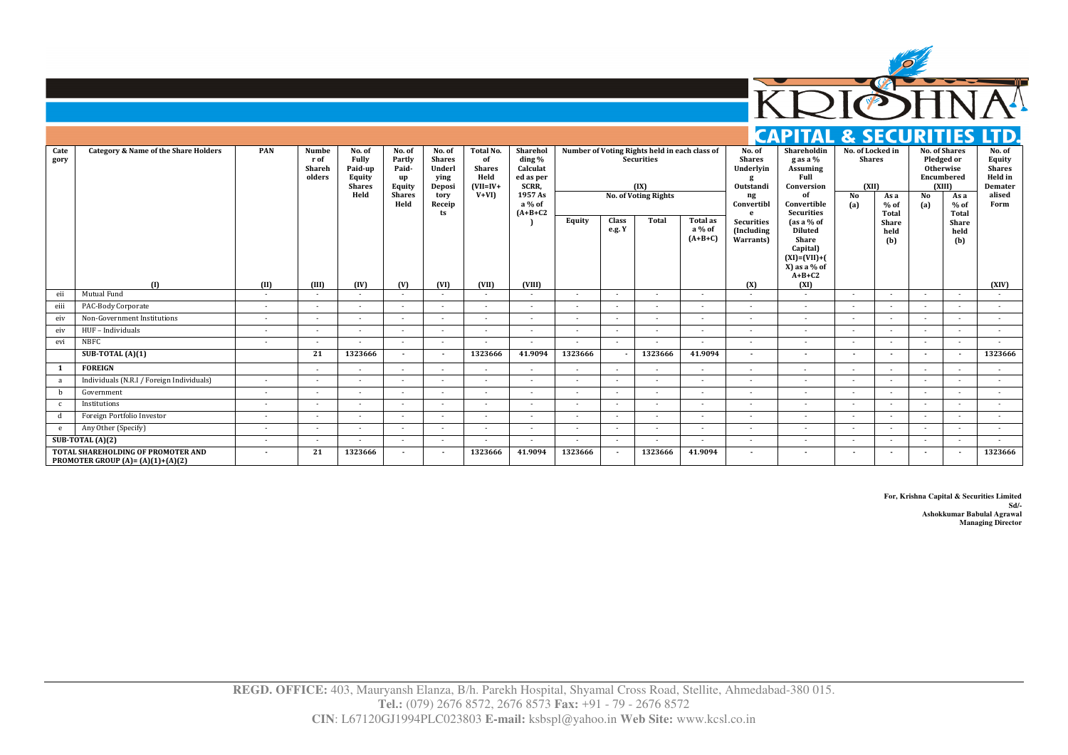| Category | Category & Name of the Share Holders | PAN | Number of Shareholders | No. of Fully Paid-up Equity Shares Held | No. of Partly Paid-up Equity Shares Held | No. of Shares Underlying Depository Receipts | Total No. of Shares Held (VII=IV+V+VI) | Shareholding % Calculated as per SCRR, 1957 As a % of (A+B+C2) | Number of Voting Rights held in each class of Securities (IX) | | | | No. of Shares Underlying Outstanding Convertible Securities (Including Warrants) | Shareholding as a % Assuming Full Conversion of Convertible Securities (as a % of Diluted Share Capital) (XI)=(VII)+(X) as a % of A+B+C2 | No. of Locked in Shares (XII) | | No. of Shares Pledged or Otherwise Encumbered (XIII) | | No. of Equity Shares Held in Dematerialised Form |
|---|---|---|---|---|---|---|---|---|---|---|---|---|---|---|---|---|---|---|---|
| | | | | | | | | | No. of Voting Rights | | | | | | No (a) | As a % of Total Share held (b) | No (a) | As a % of Total Share held (b) | |
| | | | | | | | | | Equity | Class e.g. Y | Total | Total as a % of (A+B+C) | | | | | | | |
| | (I) | (II) | (III) | (IV) | (V) | (VI) | (VII) | (VIII) | | | | | (X) | (XI) | | | | | (XIV) |
| eii | Mutual Fund | - | - | - | - | - | - | - | - | - | - | - | - | - | - | - | - | - | - |
| eiii | PAC-Body Corporate | - | - | - | - | - | - | - | - | - | - | - | - | - | - | - | - | - | - |
| eiv | Non-Government Institutions | - | - | - | - | - | - | - | - | - | - | - | - | - | - | - | - | - | - |
| eiv | HUF – Individuals | - | - | - | - | - | - | - | - | - | - | - | - | - | - | - | - | - | - |
| evi | NBFC | - | - | - | - | - | - | - | - | - | - | - | - | - | - | - | - | - | - |
| | **SUB-TOTAL (A)(1)** | | **21** | **1323666** | **-** | **-** | **1323666** | **41.9094** | **1323666** | **-** | **1323666** | **41.9094** | **-** | **-** | **-** | **-** | **-** | **-** | **1323666** |
| **1** | **FOREIGN** | | - | - | - | - | - | - | - | - | - | - | - | - | - | - | - | - | - |
| a | Individuals (N.R.I / Foreign Individuals) | - | - | - | - | - | - | - | - | - | - | - | - | - | - | - | - | - | - |
| b | Government | - | - | - | - | - | - | - | - | - | - | - | - | - | - | - | - | - | - |
| c | Institutions | - | - | - | - | - | - | - | - | - | - | - | - | - | - | - | - | - | - |
| d | Foreign Portfolio Investor | - | - | - | - | - | - | - | - | - | - | - | - | - | - | - | - | - | - |
| e | Any Other (Specify) | - | - | - | - | - | - | - | - | - | - | - | - | - | - | - | - | - | - |
| | **SUB-TOTAL (A)(2)** | - | - | - | - | - | - | - | - | - | - | - | - | - | - | - | - | - | - |
| | **TOTAL SHAREHOLDING OF PROMOTER AND PROMOTER GROUP (A)= (A)(1)+(A)(2)** | **-** | **21** | **1323666** | **-** | **-** | **1323666** | **41.9094** | **1323666** | **-** | **1323666** | **41.9094** | **-** | **-** | **-** | **-** | **-** | **-** | **1323666** |

**For, Krishna Capital & Securities Limited**
**Sd/-**
**Ashokkumar Babulal Agrawal**
**Managing Director**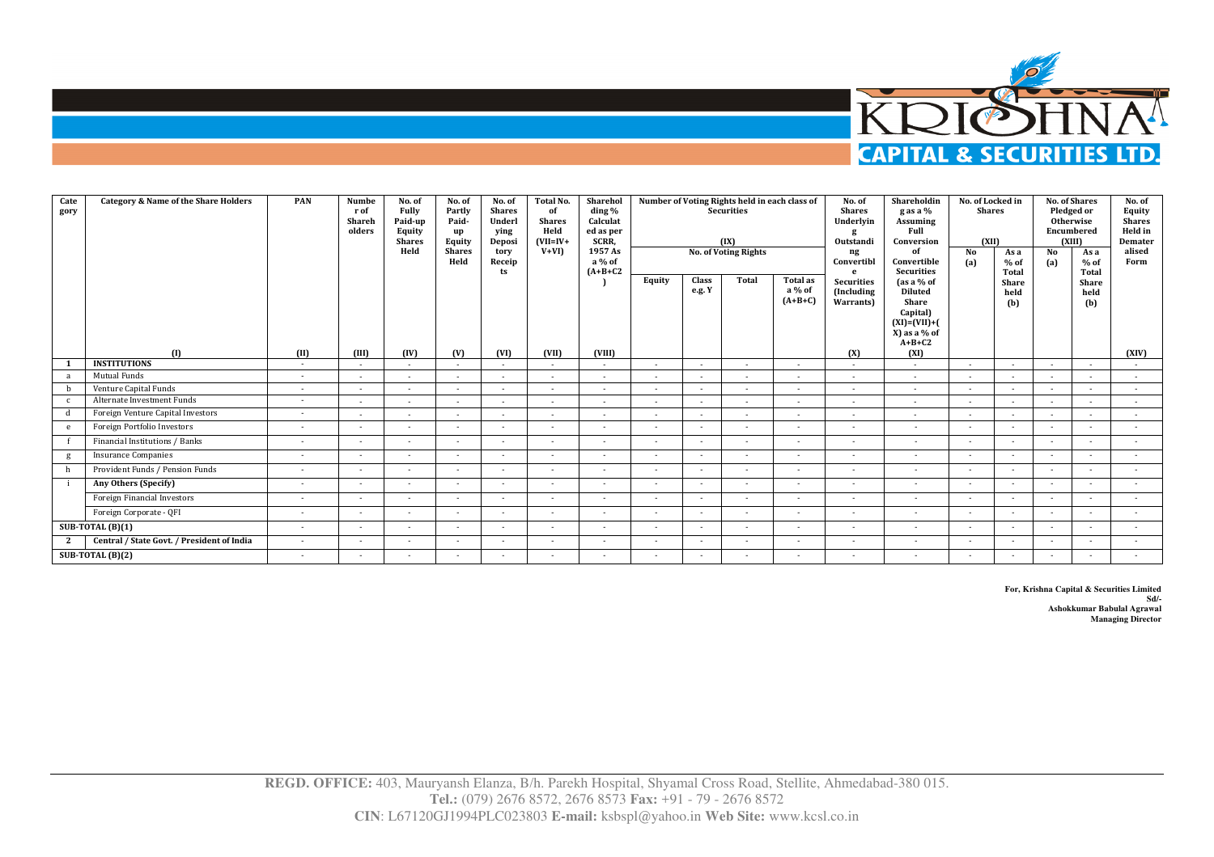| Category | Category & Name of the Share Holders | PAN | Number of Shareholders | No. of Fully Paid-up Equity Shares Held | No. of Partly Paid-up Equity Shares Held | No. of Shares Underlying Depository Receipts | Total No. of Shares Held (VII=IV+V+VI) | Shareholding % Calculated as per SCRR, 1957 As a % of (A+B+C2) | Number of Voting Rights held in each class of Securities (IX) | | | | No. of Shares Underlying Outstanding Convertible Securities (Including Warrants) | Shareholding as a % Assuming Full Conversion of Convertible Securities (as a % of Diluted Share Capital) (XI)=(VII)+(X) as a % of A+B+C2 | No. of Locked in Shares (XII) | | No. of Shares Pledged or Otherwise Encumbered (XIII) | | No. of Equity Shares Held in Dematerialised Form |
|---|---|---|---|---|---|---|---|---|---|---|---|---|---|---|---|---|---|---|---|
| | | | | | | | | | No. of Voting Rights | | | Total as a % of (A+B+C) | | | No (a) | As a % of Total Share held (b) | No (a) | As a % of Total Share held (b) | |
| | | | | | | | | | Equity | Class e.g. Y | Total | | | | | | | | |
| | (I) | (II) | (III) | (IV) | (V) | (VI) | (VII) | (VIII) | | | | | (X) | (XI) | | | | | (XIV) |
| 1 | **INSTITUTIONS** | - | - | - | - | - | - | - | - | - | - | - | - | - | - | - | - | - | - |
| a | Mutual Funds | - | - | - | - | - | - | - | - | - | - | - | - | - | - | - | - | - | - |
| b | Venture Capital Funds | - | - | - | - | - | - | - | - | - | - | - | - | - | - | - | - | - | - |
| c | Alternate Investment Funds | - | - | - | - | - | - | - | - | - | - | - | - | - | - | - | - | - | - |
| d | Foreign Venture Capital Investors | - | - | - | - | - | - | - | - | - | - | - | - | - | - | - | - | - | - |
| e | Foreign Portfolio Investors | - | - | - | - | - | - | - | - | - | - | - | - | - | - | - | - | - | - |
| f | Financial Institutions / Banks | - | - | - | - | - | - | - | - | - | - | - | - | - | - | - | - | - | - |
| g | Insurance Companies | - | - | - | - | - | - | - | - | - | - | - | - | - | - | - | - | - | - |
| h | Provident Funds / Pension Funds | - | - | - | - | - | - | - | - | - | - | - | - | - | - | - | - | - | - |
| i | **Any Others (Specify)** | - | - | - | - | - | - | - | - | - | - | - | - | - | - | - | - | - | - |
| | Foreign Financial Investors | - | - | - | - | - | - | - | - | - | - | - | - | - | - | - | - | - | - |
| | Foreign Corporate - QFI | - | - | - | - | - | - | - | - | - | - | - | - | - | - | - | - | - | - |
| **SUB-TOTAL (B)(1)** | | - | - | - | - | - | - | - | - | - | - | - | - | - | - | - | - | - | - |
| 2 | **Central / State Govt. / President of India** | - | - | - | - | - | - | - | - | - | - | - | - | - | - | - | - | - | - |
| **SUB-TOTAL (B)(2)** | | - | - | - | - | - | - | - | - | - | - | - | - | - | - | - | - | - | - |

**For, Krishna Capital & Securities Limited**
**Sd/-**
**Ashokkumar Babulal Agrawal**
**Managing Director**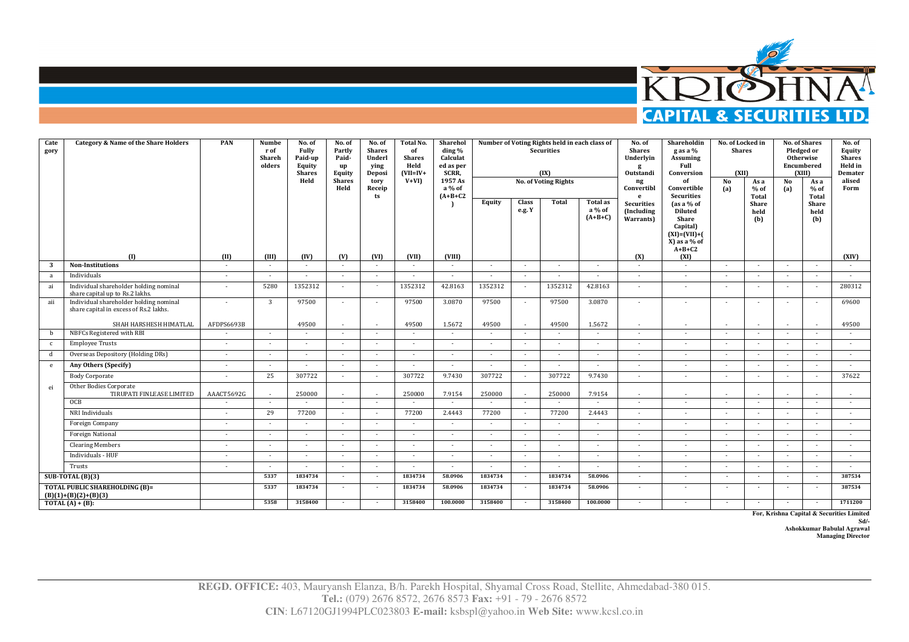# KRISHNA CAPITAL & SECURITIES LTD.

| Category | Category & Name of the Share Holders | PAN | Number of Shareholders | No. of Fully Paid-up Equity Shares Held | No. of Partly Paid-up Equity Shares Held | No. of Shares Underlying Depository Receipts | Total No. of Shares Held (VII=IV+V+VI) | Shareholding % Calculated as per SCRR, 1957 As a % of (A+B+C2) | Number of Voting Rights held in each class of Securities (IX) | | | | No. of Shares Underlying Outstanding Convertible Securities (Including Warrants) | Shareholding as a % Assuming Full Conversion of Convertible Securities (as a % of Diluted Share Capital) (XI)=(VII)+(X) as a % of A+B+C2 | No. of Locked in Shares (XII) | | No. of Shares Pledged or Otherwise Encumbered (XIII) | | No. of Equity Shares Held in Dematerialised Form |
|---|---|---|---|---|---|---|---|---|---|---|---|---|---|---|---|---|---|---|---|
| | | | | | | | | | No. of Voting Rights | | | | | | | | | | |
| | | | | | | | | | Equity | Class e.g. Y | Total | Total as a % of (A+B+C) | | | No (a) | As a % of Total Share held (b) | No (a) | As a % of Total Share held (b) | |
| | (I) | (II) | (III) | (IV) | (V) | (VI) | (VII) | (VIII) | | | | | (X) | (XI) | | | | | (XIV) |
| 3 | **Non-Institutions** | - | - | - | - | - | - | - | - | - | - | - | - | - | - | - | - | - | - |
| a | Individuals | - | - | - | - | - | - | - | - | - | - | - | - | - | - | - | - | - | - |
| ai | Individual shareholder holding nominal share capital up to Rs.2 lakhs. | - | 5280 | 1352312 | - | - | 1352312 | 42.8163 | 1352312 | - | 1352312 | 42.8163 | - | - | - | - | - | - | 280312 |
| aii | Individual shareholder holding nominal share capital in excess of Rs.2 lakhs. | - | 3 | 97500 | - | - | 97500 | 3.0870 | 97500 | - | 97500 | 3.0870 | - | - | - | - | - | - | 69600 |
| | SHAH HARSHESH HIMATLAL | AFDPS6693B | | 49500 | - | - | 49500 | 1.5672 | 49500 | - | 49500 | 1.5672 | - | - | - | - | - | - | 49500 |
| b | NBFCs Registered with RBI | - | - | - | - | - | - | - | - | - | - | - | - | - | - | - | - | - | - |
| c | Employee Trusts | - | - | - | - | - | - | - | - | - | - | - | - | - | - | - | - | - | - |
| d | Overseas Depository (Holding DRs) | - | - | - | - | - | - | - | - | - | - | - | - | - | - | - | - | - | - |
| e | **Any Others (Specify)** | - | - | - | - | - | - | - | - | - | - | - | - | - | - | - | - | - | - |
| | Body Corporate | - | 25 | 307722 | - | - | 307722 | 9.7430 | 307722 | - | 307722 | 9.7430 | - | - | - | - | - | - | 37622 |
| ei | Other Bodies Corporate TIRUPATI FINLEASE LIMITED | AAACT5692G | - | 250000 | - | - | 250000 | 7.9154 | 250000 | - | 250000 | 7.9154 | - | - | - | - | - | - | - |
| | OCB | - | - | - | - | - | - | - | - | - | - | - | - | - | - | - | - | - | - |
| | NRI Individuals | - | 29 | 77200 | - | - | 77200 | 2.4443 | 77200 | - | 77200 | 2.4443 | - | - | - | - | - | - | - |
| | Foreign Company | - | - | - | - | - | - | - | - | - | - | - | - | - | - | - | - | - | - |
| | Foreign National | - | - | - | - | - | - | - | - | - | - | - | - | - | - | - | - | - | - |
| | Clearing Members | - | - | - | - | - | - | - | - | - | - | - | - | - | - | - | - | - | - |
| | Individuals - HUF | - | - | - | - | - | - | - | - | - | - | - | - | - | - | - | - | - | - |
| | Trusts | - | - | - | - | - | - | - | - | - | - | - | - | - | - | - | - | - | - |
| **SUB-TOTAL (B)(3)** | | | **5337** | **1834734** | - | - | **1834734** | **58.0906** | **1834734** | - | **1834734** | **58.0906** | - | - | - | - | - | - | **387534** |
| **TOTAL PUBLIC SHAREHOLDING (B)= (B)(1)+(B)(2)+(B)(3)** | | | **5337** | **1834734** | - | - | **1834734** | **58.0906** | **1834734** | - | **1834734** | **58.0906** | - | - | - | - | - | - | **387534** |
| **TOTAL (A) + (B):** | | | **5358** | **3158400** | - | - | **3158400** | **100.0000** | **3158400** | - | **3158400** | **100.0000** | - | - | - | - | - | - | **1711200** |

**For, Krishna Capital & Securities Limited**

**Sd/-**

**Ashokkumar Babulal Agrawal**

**Managing Director**

**REGD. OFFICE:** 403, Mauryansh Elanza, B/h. Parekh Hospital, Shyamal Cross Road, Stellite, Ahmedabad-380 015.
**Tel.:** (079) 2676 8572, 2676 8573 **Fax:** +91 - 79 - 2676 8572
**CIN**: L67120GJ1994PLC023803 **E-mail:** ksbspl@yahoo.in **Web Site:** www.kcsl.co.in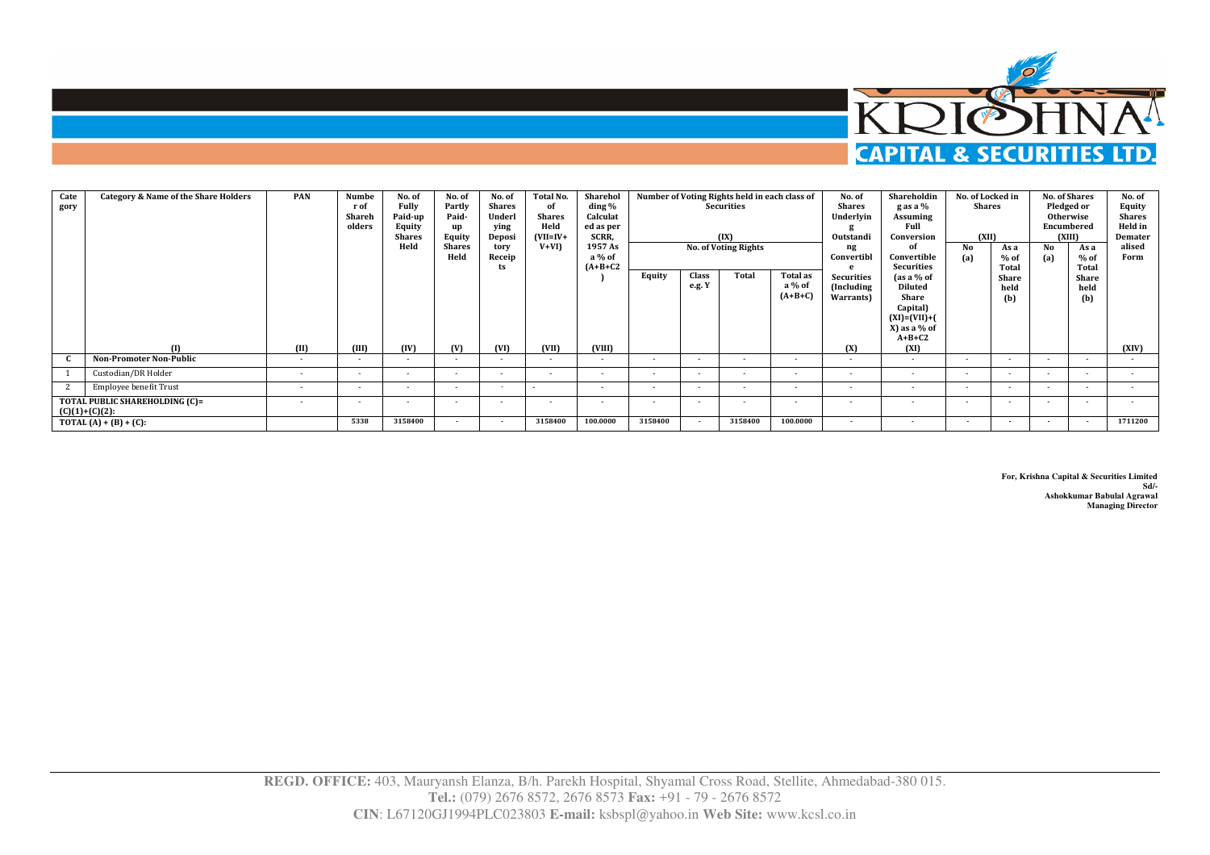# KRISHNA CAPITAL & SECURITIES LTD.

| Category | Category & Name of the Share Holders | PAN | Number of Shareholders | No. of Fully Paid-up Equity Shares Held | No. of Partly Paid-up Equity Shares Held | No. of Shares Underlying Depository Receipts | Total No. of Shares Held (VII=IV+V+VI) | Shareholding % Calculated as per SCRR, 1957 As a % of (A+B+C2) | Number of Voting Rights held in each class of Securities (IX) | | | | No. of Shares Underlying Outstanding Convertible Securities (Including Warrants) | Shareholding as a % Assuming Full Conversion of Convertible Securities (as a % of Diluted Share Capital) (XI)=(VII)+(X) as a % of A+B+C2 | No. of Locked in Shares (XII) | | No. of Shares Pledged or Otherwise Encumbered (XIII) | | No. of Equity Shares Held in Dematerialised Form |
|---|---|---|---|---|---|---|---|---|---|---|---|---|---|---|---|---|---|---|---|
| | | | | | | | | | No. of Voting Rights | | | Total as a % of (A+B+C) | | | No (a) | As a % of Total Share held (b) | No (a) | As a % of Total Share held (b) | |
| | | | | | | | | | Equity | Class e.g. Y | Total | | | | | | | | |
| | (I) | (II) | (III) | (IV) | (V) | (VI) | (VII) | (VIII) | | | | | (X) | (XI) | | | | | (XIV) |
| C | **Non-Promoter Non-Public** | - | - | - | - | - | - | - | - | - | - | - | - | - | - | - | - | - | - |
| 1 | Custodian/DR Holder | - | - | - | - | - | - | - | - | - | - | - | - | - | - | - | - | - | - |
| 2 | Employee benefit Trust | - | - | - | - | - | - | - | - | - | - | - | - | - | - | - | - | - | - |
| **TOTAL PUBLIC SHAREHOLDING (C)= (C)(1)+(C)(2):** | | - | - | - | - | - | - | - | - | - | - | - | - | - | - | - | - | - | - |
| **TOTAL (A) + (B) + (C):** | | | 5338 | 3158400 | - | - | 3158400 | 100.0000 | 3158400 | - | 3158400 | 100.0000 | - | - | - | - | - | - | 1711200 |

**For, Krishna Capital & Securities Limited**
**Sd/-**
**Ashokkumar Babulal Agrawal**
**Managing Director**

**REGD. OFFICE:** 403, Mauryansh Elanza, B/h. Parekh Hospital, Shyamal Cross Road, Stellite, Ahmedabad-380 015.
**Tel.:** (079) 2676 8572, 2676 8573 **Fax:** +91 - 79 - 2676 8572
**CIN**: L67120GJ1994PLC023803 **E-mail:** ksbspl@yahoo.in **Web Site:** www.kcsl.co.in